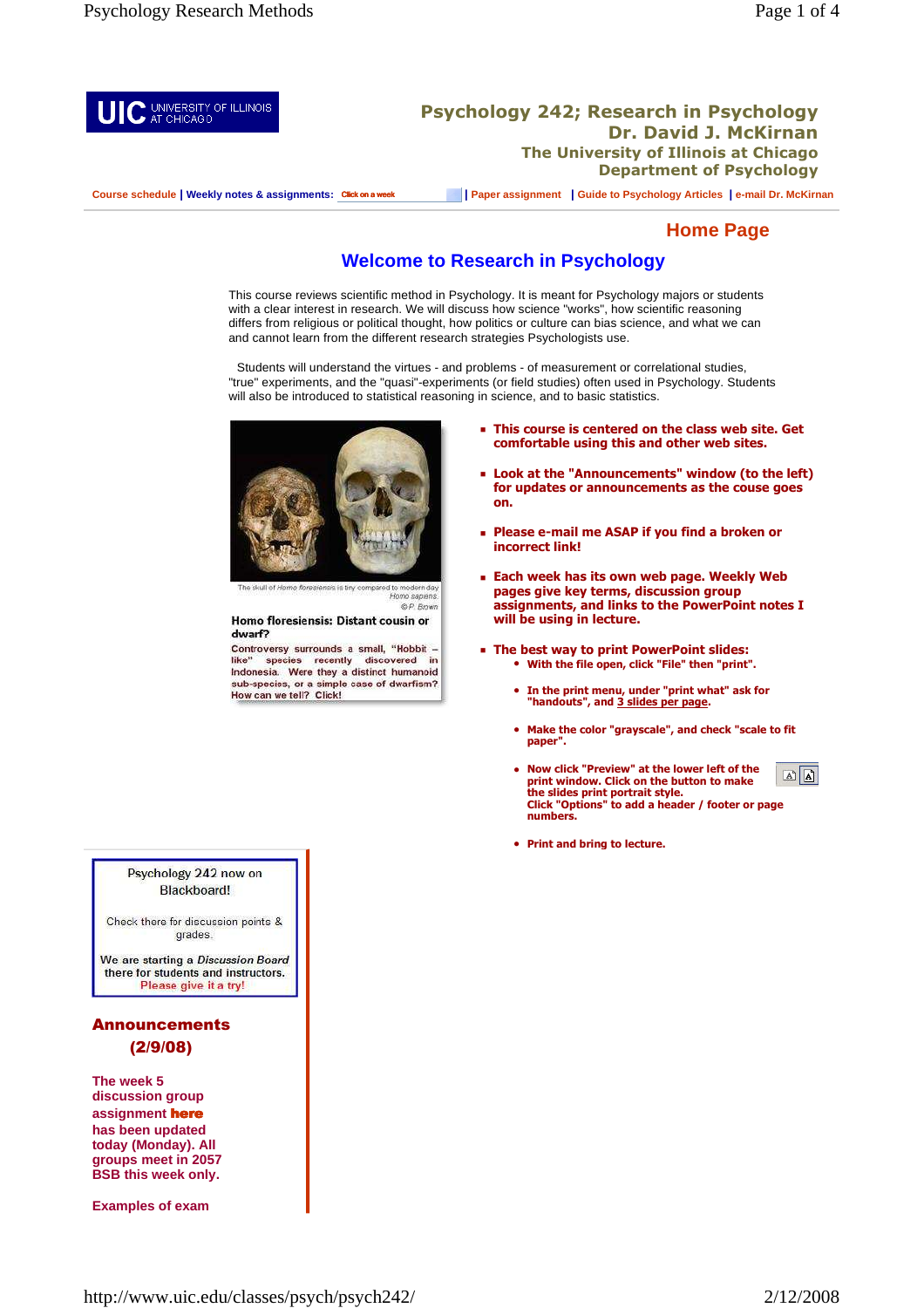UIC UNIVERSITY OF ILLINOIS AT CHICAGO

# Psychology 242; Research in Psychology

## Dr. David J. McKirnan

### The University of Illinois at Chicago

### Department of Psychology

Course schedule | Weekly notes & assignments: Click on a week | Paper assignment | Guide to Psychology Articles | e-mail Dr. McKirnan

## Home Page

## Welcome to Research in Psychology

This course reviews scientific method in Psychology. It is meant for Psychology majors or students with a clear interest in research. We will discuss how science "works", how scientific reasoning differs from religious or political thought, how politics or culture can bias science, and what we can and cannot learn from the different research strategies Psychologists use.

Students will understand the virtues - and problems - of measurement or correlational studies, "true" experiments, and the "quasi"-experiments (or field studies) often used in Psychology. Students will also be introduced to statistical reasoning in science, and to basic statistics.

The skull of *Homo floresiensis* is tiny compared to modern day *Homo sapiens*. © P. Brown

**Homo floresiensis: Distant cousin or dwarf?**

Controversy surrounds a small, "Hobbit – like" species recently discovered in Indonesia. Were they a distinct humanoid sub-species, or a simple case of dwarfism? How can we tell? Click!

- **This course is centered on the class web site. Get comfortable using this and other web sites.**
- **Look at the "Announcements" window (to the left) for updates or announcements as the couse goes on.**
- **Please e-mail me ASAP if you find a broken or incorrect link!**
- **Each week has its own web page. Weekly Web pages give key terms, discussion group assignments, and links to the PowerPoint notes I will be using in lecture.**
- **The best way to print PowerPoint slides:**
  - **With the file open, click "File" then "print".**
  - **In the print menu, under "print what" ask for "handouts", and 3 slides per page.**
  - **Make the color "grayscale", and check "scale to fit paper".**
  - **Now click "Preview" at the lower left of the print window. Click on the button to make the slides print portrait style. Click "Options" to add a header / footer or page numbers.**
  - **Print and bring to lecture.**

Psychology 242 now on Blackboard!

Check there for discussion points & grades.

We are starting a *Discussion Board* there for students and instructors. Please give it a try!

## Announcements (2/9/08)

**The week 5 discussion group assignment here has been updated today (Monday). All groups meet in 2057 BSB this week only.**

**Examples of exam**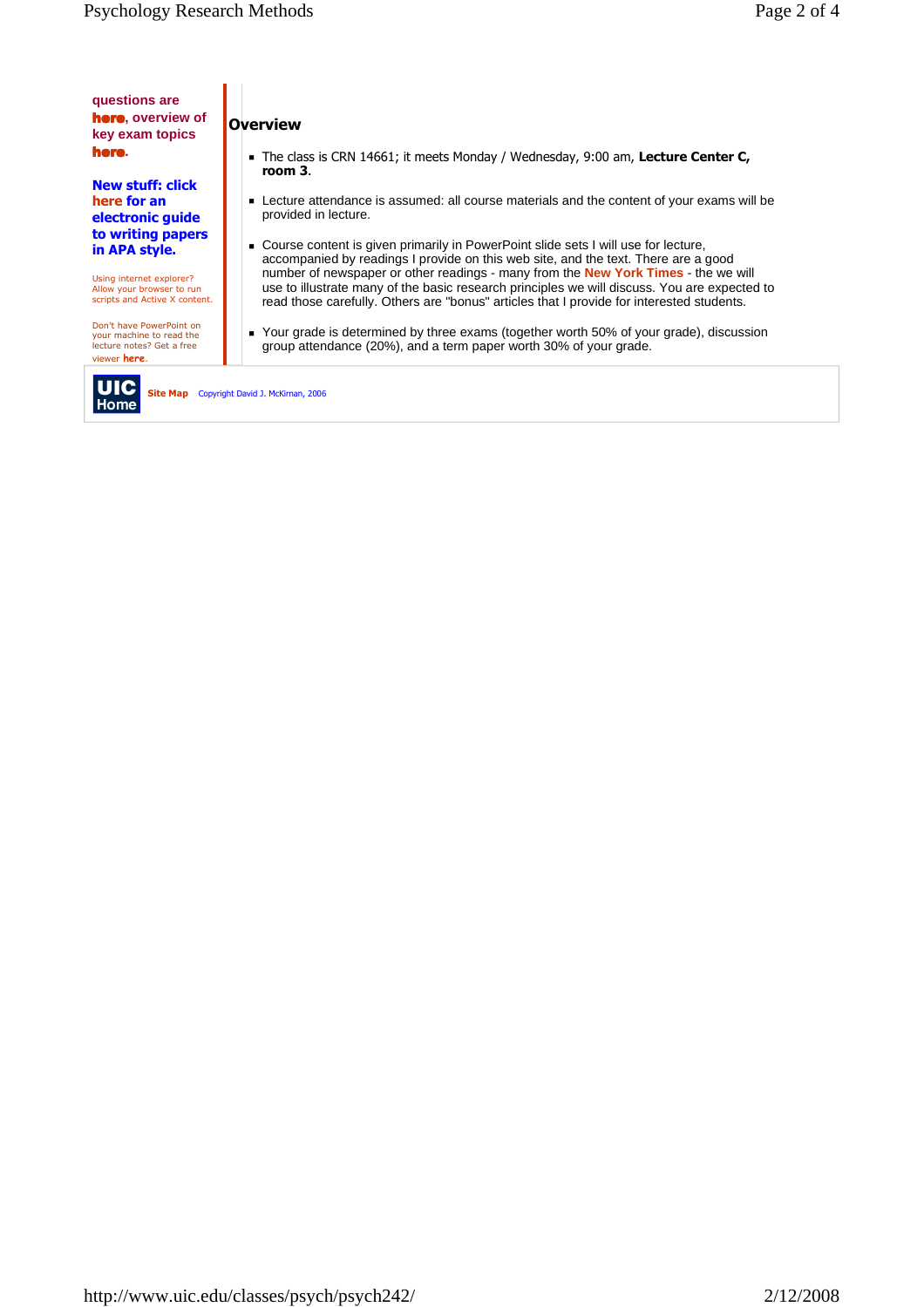questions are **here**, overview of key exam topics **here**.

**New stuff: click here for an electronic guide to writing papers in APA style.**

Using internet explorer? Allow your browser to run scripts and Active X content.

Don't have PowerPoint on your machine to read the lecture notes? Get a free viewer **here**.

## Overview

- The class is CRN 14661; it meets Monday / Wednesday, 9:00 am, **Lecture Center C, room 3**.
- Lecture attendance is assumed: all course materials and the content of your exams will be provided in lecture.
- Course content is given primarily in PowerPoint slide sets I will use for lecture, accompanied by readings I provide on this web site, and the text. There are a good number of newspaper or other readings - many from the **New York Times** - the we will use to illustrate many of the basic research principles we will discuss. You are expected to read those carefully. Others are "bonus" articles that I provide for interested students.
- Your grade is determined by three exams (together worth 50% of your grade), discussion group attendance (20%), and a term paper worth 30% of your grade.

UIC Home

**Site Map** Copyright David J. McKirnan, 2006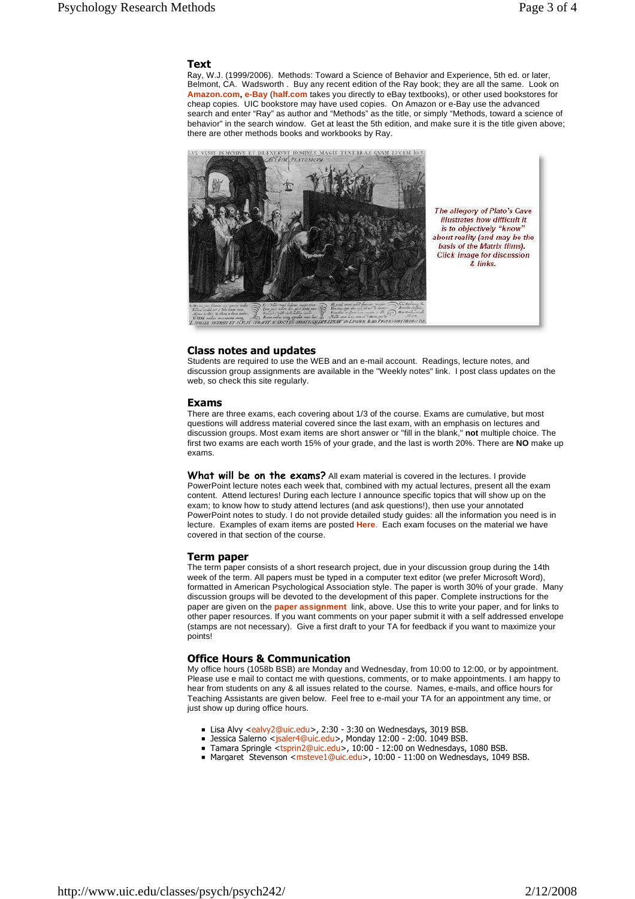## Text

Ray, W.J. (1999/2006). Methods: Toward a Science of Behavior and Experience, 5th ed. or later, Belmont, CA. Wadsworth . Buy any recent edition of the Ray book; they are all the same. Look on **Amazon.com**, **e-Bay** (**half.com** takes you directly to eBay textbooks), or other used bookstores for cheap copies. UIC bookstore may have used copies. On Amazon or e-Bay use the advanced search and enter "Ray" as author and "Methods" as the title, or simply "Methods, toward a science of behavior" in the search window. Get at least the 5th edition, and make sure it is the title given above; there are other methods books and workbooks by Ray.

*The allegory of Plato's Cave illustrates how difficult it is to objectively "know" about reality (and may be the basis of the Matrix films). Click image for discussion & links.*

## Class notes and updates

Students are required to use the WEB and an e-mail account. Readings, lecture notes, and discussion group assignments are available in the "Weekly notes" link. I post class updates on the web, so check this site regularly.

## Exams

There are three exams, each covering about 1/3 of the course. Exams are cumulative, but most questions will address material covered since the last exam, with an emphasis on lectures and discussion groups. Most exam items are short answer or "fill in the blank," **not** multiple choice. The first two exams are each worth 15% of your grade, and the last is worth 20%. There are **NO** make up exams.

**What will be on the exams?** All exam material is covered in the lectures. I provide PowerPoint lecture notes each week that, combined with my actual lectures, present all the exam content. Attend lectures! During each lecture I announce specific topics that will show up on the exam; to know how to study attend lectures (and ask questions!), then use your annotated PowerPoint notes to study. I do not provide detailed study guides: all the information you need is in lecture. Examples of exam items are posted **Here**. Each exam focuses on the material we have covered in that section of the course.

## Term paper

The term paper consists of a short research project, due in your discussion group during the 14th week of the term. All papers must be typed in a computer text editor (we prefer Microsoft Word), formatted in American Psychological Association style. The paper is worth 30% of your grade. Many discussion groups will be devoted to the development of this paper. Complete instructions for the paper are given on the **paper assignment** link, above. Use this to write your paper, and for links to other paper resources. If you want comments on your paper submit it with a self addressed envelope (stamps are not necessary). Give a first draft to your TA for feedback if you want to maximize your points!

## Office Hours & Communication

My office hours (1058b BSB) are Monday and Wednesday, from 10:00 to 12:00, or by appointment. Please use e mail to contact me with questions, comments, or to make appointments. I am happy to hear from students on any & all issues related to the course. Names, e-mails, and office hours for Teaching Assistants are given below. Feel free to e-mail your TA for an appointment any time, or just show up during office hours.

- Lisa Alvy <ealvy2@uic.edu>, 2:30 - 3:30 on Wednesdays, 3019 BSB.
- Jessica Salerno <jsaler4@uic.edu>, Monday 12:00 - 2:00. 1049 BSB.
- Tamara Springle <tsprin2@uic.edu>, 10:00 - 12:00 on Wednesdays, 1080 BSB.
- Margaret Stevenson <msteve1@uic.edu>, 10:00 - 11:00 on Wednesdays, 1049 BSB.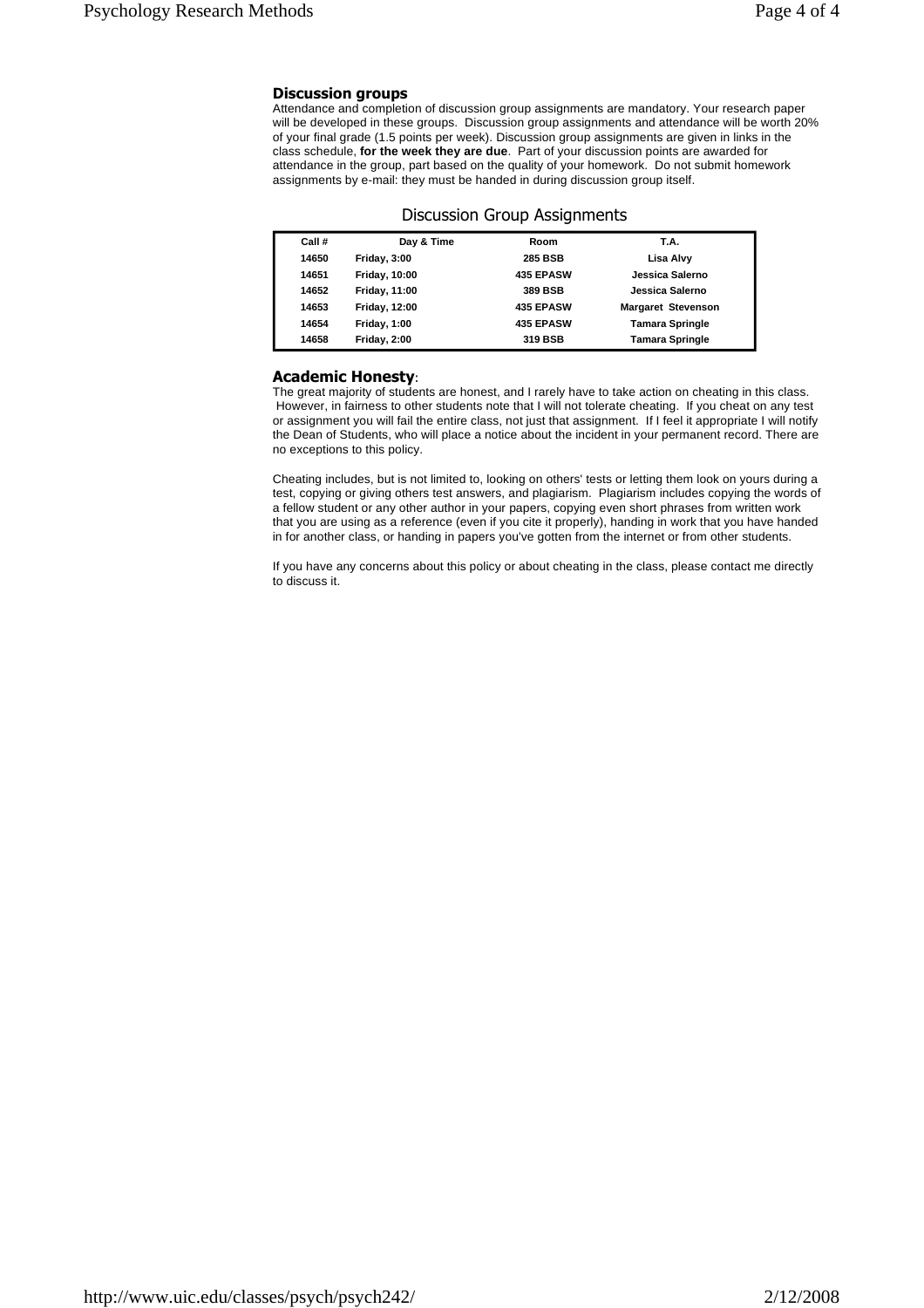### Discussion groups

Attendance and completion of discussion group assignments are mandatory. Your research paper will be developed in these groups. Discussion group assignments and attendance will be worth 20% of your final grade (1.5 points per week). Discussion group assignments are given in links in the class schedule, **for the week they are due**. Part of your discussion points are awarded for attendance in the group, part based on the quality of your homework. Do not submit homework assignments by e-mail: they must be handed in during discussion group itself.

## Discussion Group Assignments

| Call # | Day & Time | Room | T.A. |
|---|---|---|---|
| 14650 | Friday, 3:00 | 285 BSB | Lisa Alvy |
| 14651 | Friday, 10:00 | 435 EPASW | Jessica Salerno |
| 14652 | Friday, 11:00 | 389 BSB | Jessica Salerno |
| 14653 | Friday, 12:00 | 435 EPASW | Margaret Stevenson |
| 14654 | Friday, 1:00 | 435 EPASW | Tamara Springle |
| 14658 | Friday, 2:00 | 319 BSB | Tamara Springle |

### Academic Honesty:

The great majority of students are honest, and I rarely have to take action on cheating in this class. However, in fairness to other students note that I will not tolerate cheating. If you cheat on any test or assignment you will fail the entire class, not just that assignment. If I feel it appropriate I will notify the Dean of Students, who will place a notice about the incident in your permanent record. There are no exceptions to this policy.

Cheating includes, but is not limited to, looking on others' tests or letting them look on yours during a test, copying or giving others test answers, and plagiarism. Plagiarism includes copying the words of a fellow student or any other author in your papers, copying even short phrases from written work that you are using as a reference (even if you cite it properly), handing in work that you have handed in for another class, or handing in papers you've gotten from the internet or from other students.

If you have any concerns about this policy or about cheating in the class, please contact me directly to discuss it.